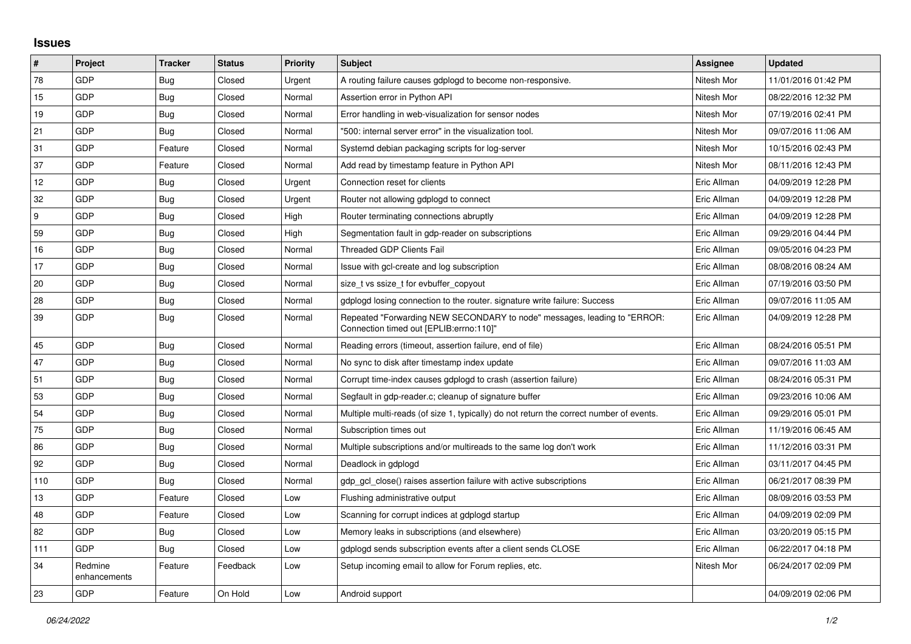## Issues

| # | Project | Tracker | Status | Priority | Subject | Assignee | Updated |
|---|---|---|---|---|---|---|---|
| 78 | GDP | Bug | Closed | Urgent | A routing failure causes gdplogd to become non-responsive. | Nitesh Mor | 11/01/2016 01:42 PM |
| 15 | GDP | Bug | Closed | Normal | Assertion error in Python API | Nitesh Mor | 08/22/2016 12:32 PM |
| 19 | GDP | Bug | Closed | Normal | Error handling in web-visualization for sensor nodes | Nitesh Mor | 07/19/2016 02:41 PM |
| 21 | GDP | Bug | Closed | Normal | "500: internal server error" in the visualization tool. | Nitesh Mor | 09/07/2016 11:06 AM |
| 31 | GDP | Feature | Closed | Normal | Systemd debian packaging scripts for log-server | Nitesh Mor | 10/15/2016 02:43 PM |
| 37 | GDP | Feature | Closed | Normal | Add read by timestamp feature in Python API | Nitesh Mor | 08/11/2016 12:43 PM |
| 12 | GDP | Bug | Closed | Urgent | Connection reset for clients | Eric Allman | 04/09/2019 12:28 PM |
| 32 | GDP | Bug | Closed | Urgent | Router not allowing gdplogd to connect | Eric Allman | 04/09/2019 12:28 PM |
| 9 | GDP | Bug | Closed | High | Router terminating connections abruptly | Eric Allman | 04/09/2019 12:28 PM |
| 59 | GDP | Bug | Closed | High | Segmentation fault in gdp-reader on subscriptions | Eric Allman | 09/29/2016 04:44 PM |
| 16 | GDP | Bug | Closed | Normal | Threaded GDP Clients Fail | Eric Allman | 09/05/2016 04:23 PM |
| 17 | GDP | Bug | Closed | Normal | Issue with gcl-create and log subscription | Eric Allman | 08/08/2016 08:24 AM |
| 20 | GDP | Bug | Closed | Normal | size_t vs ssize_t for evbuffer_copyout | Eric Allman | 07/19/2016 03:50 PM |
| 28 | GDP | Bug | Closed | Normal | gdplogd losing connection to the router. signature write failure: Success | Eric Allman | 09/07/2016 11:05 AM |
| 39 | GDP | Bug | Closed | Normal | Repeated "Forwarding NEW SECONDARY to node" messages, leading to "ERROR: Connection timed out [EPLIB:errno:110]" | Eric Allman | 04/09/2019 12:28 PM |
| 45 | GDP | Bug | Closed | Normal | Reading errors (timeout, assertion failure, end of file) | Eric Allman | 08/24/2016 05:51 PM |
| 47 | GDP | Bug | Closed | Normal | No sync to disk after timestamp index update | Eric Allman | 09/07/2016 11:03 AM |
| 51 | GDP | Bug | Closed | Normal | Corrupt time-index causes gdplogd to crash (assertion failure) | Eric Allman | 08/24/2016 05:31 PM |
| 53 | GDP | Bug | Closed | Normal | Segfault in gdp-reader.c; cleanup of signature buffer | Eric Allman | 09/23/2016 10:06 AM |
| 54 | GDP | Bug | Closed | Normal | Multiple multi-reads (of size 1, typically) do not return the correct number of events. | Eric Allman | 09/29/2016 05:01 PM |
| 75 | GDP | Bug | Closed | Normal | Subscription times out | Eric Allman | 11/19/2016 06:45 AM |
| 86 | GDP | Bug | Closed | Normal | Multiple subscriptions and/or multireads to the same log don't work | Eric Allman | 11/12/2016 03:31 PM |
| 92 | GDP | Bug | Closed | Normal | Deadlock in gdplogd | Eric Allman | 03/11/2017 04:45 PM |
| 110 | GDP | Bug | Closed | Normal | gdp_gcl_close() raises assertion failure with active subscriptions | Eric Allman | 06/21/2017 08:39 PM |
| 13 | GDP | Feature | Closed | Low | Flushing administrative output | Eric Allman | 08/09/2016 03:53 PM |
| 48 | GDP | Feature | Closed | Low | Scanning for corrupt indices at gdplogd startup | Eric Allman | 04/09/2019 02:09 PM |
| 82 | GDP | Bug | Closed | Low | Memory leaks in subscriptions (and elsewhere) | Eric Allman | 03/20/2019 05:15 PM |
| 111 | GDP | Bug | Closed | Low | gdplogd sends subscription events after a client sends CLOSE | Eric Allman | 06/22/2017 04:18 PM |
| 34 | Redmine enhancements | Feature | Feedback | Low | Setup incoming email to allow for Forum replies, etc. | Nitesh Mor | 06/24/2017 02:09 PM |
| 23 | GDP | Feature | On Hold | Low | Android support | | 04/09/2019 02:06 PM |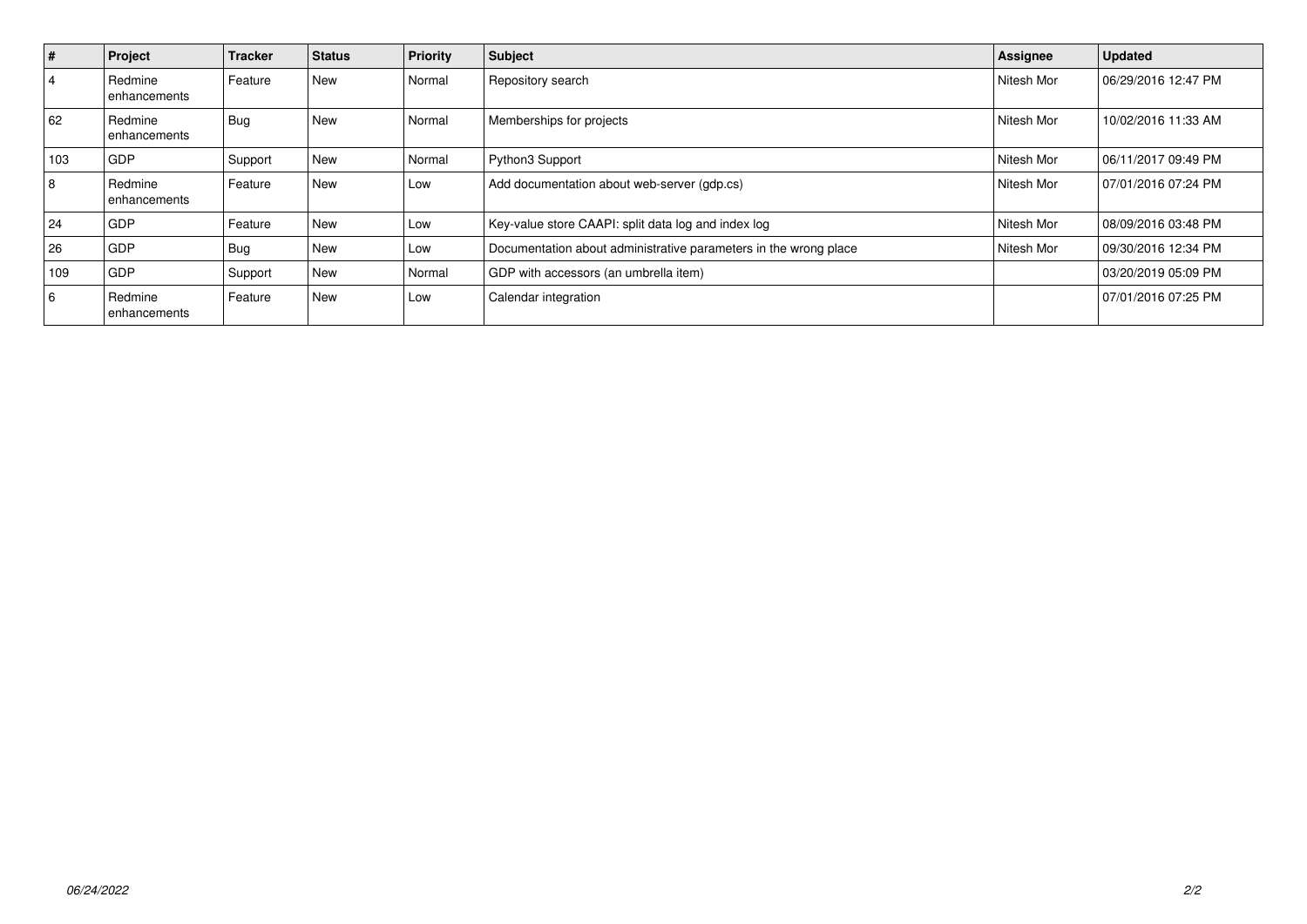| # | Project | Tracker | Status | Priority | Subject | Assignee | Updated |
|---|---|---|---|---|---|---|---|
| 4 | Redmine enhancements | Feature | New | Normal | Repository search | Nitesh Mor | 06/29/2016 12:47 PM |
| 62 | Redmine enhancements | Bug | New | Normal | Memberships for projects | Nitesh Mor | 10/02/2016 11:33 AM |
| 103 | GDP | Support | New | Normal | Python3 Support | Nitesh Mor | 06/11/2017 09:49 PM |
| 8 | Redmine enhancements | Feature | New | Low | Add documentation about web-server (gdp.cs) | Nitesh Mor | 07/01/2016 07:24 PM |
| 24 | GDP | Feature | New | Low | Key-value store CAAPI: split data log and index log | Nitesh Mor | 08/09/2016 03:48 PM |
| 26 | GDP | Bug | New | Low | Documentation about administrative parameters in the wrong place | Nitesh Mor | 09/30/2016 12:34 PM |
| 109 | GDP | Support | New | Normal | GDP with accessors (an umbrella item) | | 03/20/2019 05:09 PM |
| 6 | Redmine enhancements | Feature | New | Low | Calendar integration | | 07/01/2016 07:25 PM |

*06/24/2022*